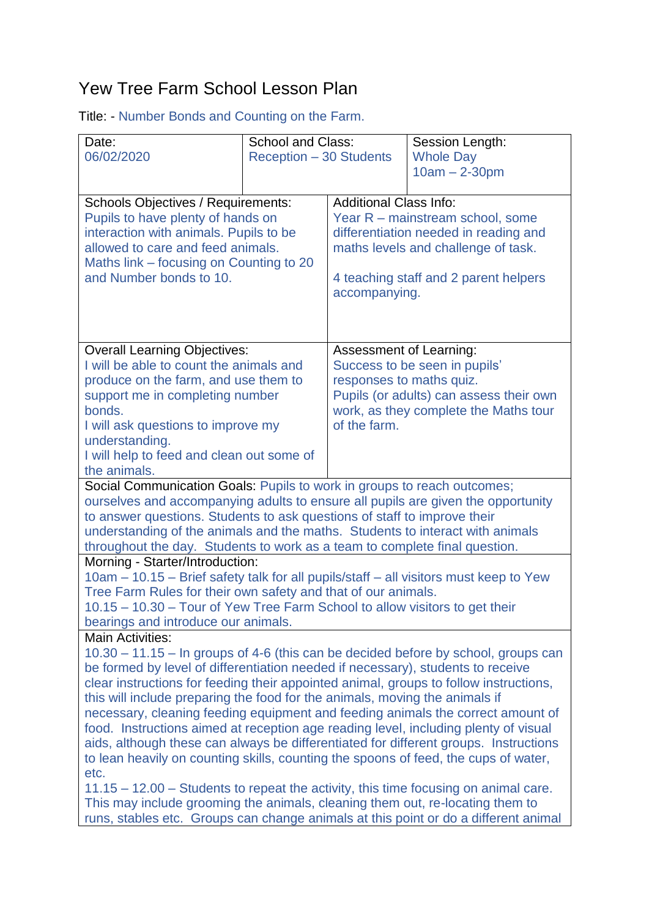# Yew Tree Farm School Lesson Plan

Title: - Number Bonds and Counting on the Farm.

| Date: 06/02/2020 | School and Class: Reception – 30 Students | Session Length: Whole Day 10am – 2-30pm |
|---|---|---|

| Schools Objectives / Requirements: | Additional Class Info: |
|---|---|
| Pupils to have plenty of hands on interaction with animals. Pupils to be allowed to care and feed animals. Maths link – focusing on Counting to 20 and Number bonds to 10. | Year R – mainstream school, some differentiation needed in reading and maths levels and challenge of task.<br><br>4 teaching staff and 2 parent helpers accompanying. |

| Overall Learning Objectives: | Assessment of Learning: |
|---|---|
| I will be able to count the animals and produce on the farm, and use them to support me in completing number bonds.<br>I will ask questions to improve my understanding.<br>I will help to feed and clean out some of the animals. | Success to be seen in pupils' responses to maths quiz.<br>Pupils (or adults) can assess their own work, as they complete the Maths tour of the farm. |

**Social Communication Goals:** Pupils to work in groups to reach outcomes; ourselves and accompanying adults to ensure all pupils are given the opportunity to answer questions. Students to ask questions of staff to improve their understanding of the animals and the maths. Students to interact with animals throughout the day. Students to work as a team to complete final question.

**Morning - Starter/Introduction:**

10am – 10.15 – Brief safety talk for all pupils/staff – all visitors must keep to Yew Tree Farm Rules for their own safety and that of our animals.

10.15 – 10.30 – Tour of Yew Tree Farm School to allow visitors to get their bearings and introduce our animals.

**Main Activities:**

10.30 – 11.15 – In groups of 4-6 (this can be decided before by school, groups can be formed by level of differentiation needed if necessary), students to receive clear instructions for feeding their appointed animal, groups to follow instructions, this will include preparing the food for the animals, moving the animals if necessary, cleaning feeding equipment and feeding animals the correct amount of food. Instructions aimed at reception age reading level, including plenty of visual aids, although these can always be differentiated for different groups. Instructions to lean heavily on counting skills, counting the spoons of feed, the cups of water, etc.

11.15 – 12.00 – Students to repeat the activity, this time focusing on animal care. This may include grooming the animals, cleaning them out, re-locating them to runs, stables etc. Groups can change animals at this point or do a different animal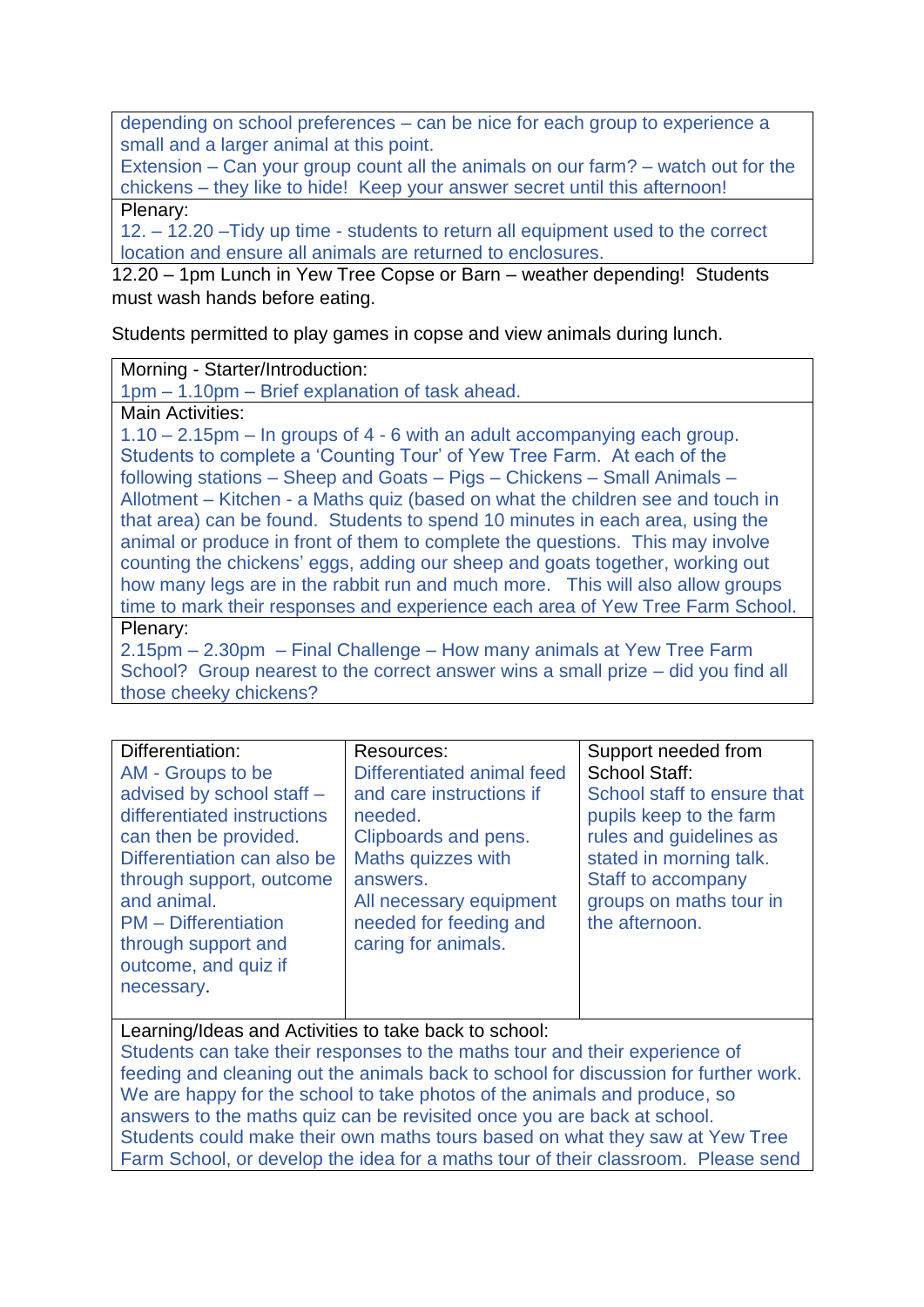| |
|---|
| depending on school preferences – can be nice for each group to experience a small and a larger animal at this point.<br>Extension – Can your group count all the animals on our farm? – watch out for the chickens – they like to hide! Keep your answer secret until this afternoon! |
| Plenary:<br>12. – 12.20 –Tidy up time - students to return all equipment used to the correct location and ensure all animals are returned to enclosures. |

12.20 – 1pm Lunch in Yew Tree Copse or Barn – weather depending! Students must wash hands before eating.

Students permitted to play games in copse and view animals during lunch.

| |
|---|
| Morning - Starter/Introduction:<br>1pm – 1.10pm – Brief explanation of task ahead. |
| Main Activities:<br>1.10 – 2.15pm – In groups of 4 - 6 with an adult accompanying each group. Students to complete a 'Counting Tour' of Yew Tree Farm. At each of the following stations – Sheep and Goats – Pigs – Chickens – Small Animals – Allotment – Kitchen - a Maths quiz (based on what the children see and touch in that area) can be found. Students to spend 10 minutes in each area, using the animal or produce in front of them to complete the questions. This may involve counting the chickens' eggs, adding our sheep and goats together, working out how many legs are in the rabbit run and much more. This will also allow groups time to mark their responses and experience each area of Yew Tree Farm School. |
| Plenary:<br>2.15pm – 2.30pm – Final Challenge – How many animals at Yew Tree Farm School? Group nearest to the correct answer wins a small prize – did you find all those cheeky chickens? |

| Differentiation: | Resources: | Support needed from School Staff: |
|---|---|---|
| AM - Groups to be advised by school staff – differentiated instructions can then be provided. Differentiation can also be through support, outcome and animal.<br>PM – Differentiation through support and outcome, and quiz if necessary. | Differentiated animal feed and care instructions if needed.<br>Clipboards and pens.<br>Maths quizzes with answers.<br>All necessary equipment needed for feeding and caring for animals. | School staff to ensure that pupils keep to the farm rules and guidelines as stated in morning talk.<br>Staff to accompany groups on maths tour in the afternoon. |
| Learning/Ideas and Activities to take back to school:<br>Students can take their responses to the maths tour and their experience of feeding and cleaning out the animals back to school for discussion for further work. We are happy for the school to take photos of the animals and produce, so answers to the maths quiz can be revisited once you are back at school.<br>Students could make their own maths tours based on what they saw at Yew Tree Farm School, or develop the idea for a maths tour of their classroom. Please send | | |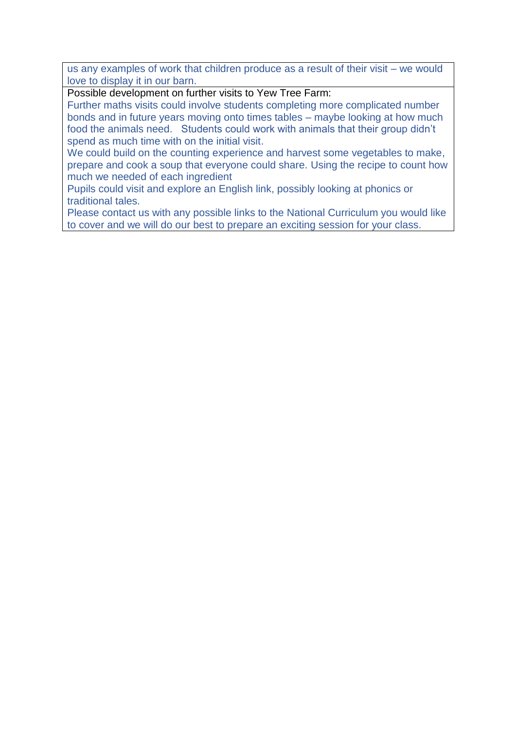| |
|---|
| us any examples of work that children produce as a result of their visit – we would love to display it in our barn. |
| Possible development on further visits to Yew Tree Farm:<br>Further maths visits could involve students completing more complicated number bonds and in future years moving onto times tables – maybe looking at how much food the animals need. Students could work with animals that their group didn't spend as much time with on the initial visit.<br>We could build on the counting experience and harvest some vegetables to make, prepare and cook a soup that everyone could share. Using the recipe to count how much we needed of each ingredient<br>Pupils could visit and explore an English link, possibly looking at phonics or traditional tales.<br>Please contact us with any possible links to the National Curriculum you would like to cover and we will do our best to prepare an exciting session for your class. |